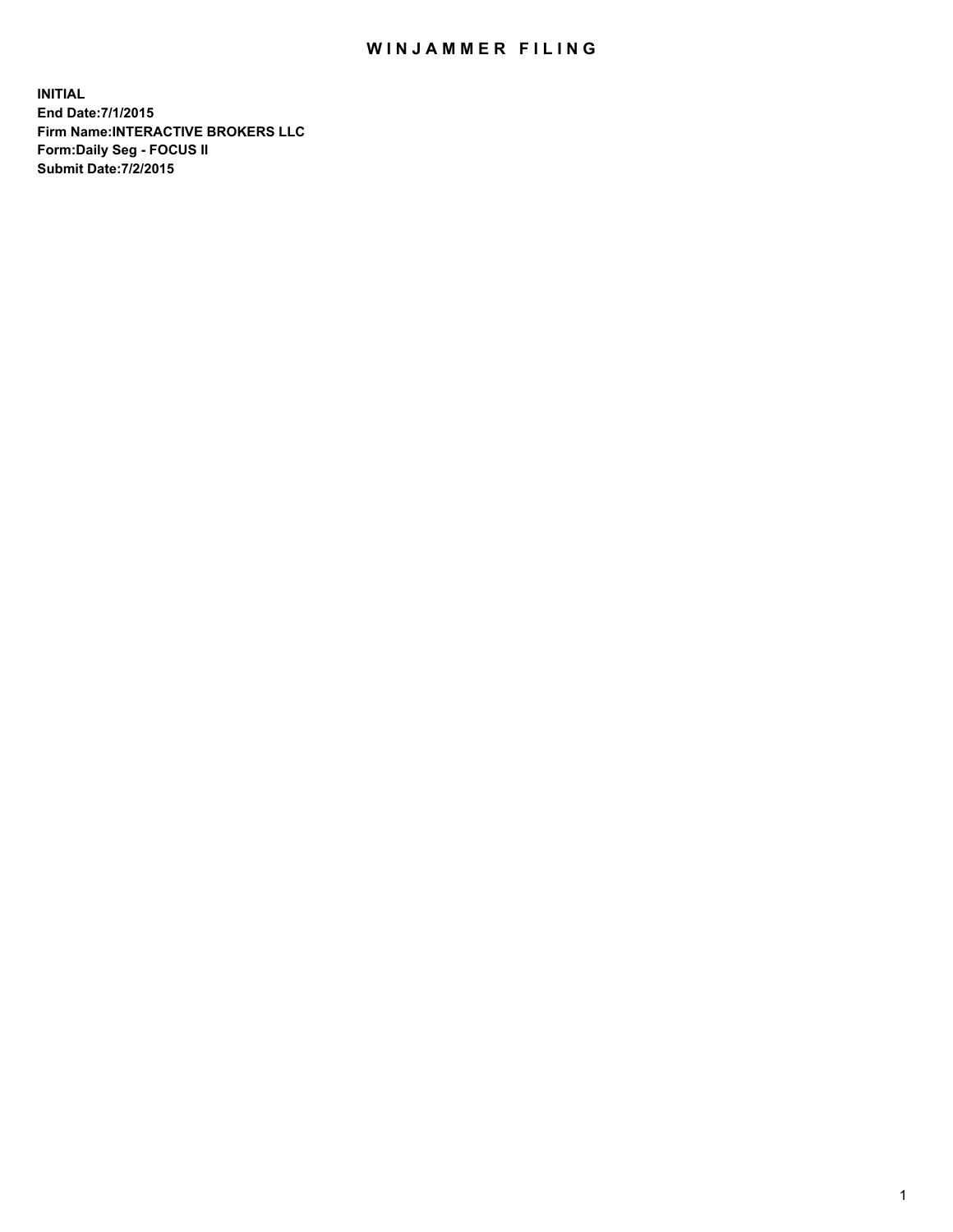# WINJAMMER FILING

**INITIAL**
**End Date:7/1/2015**
**Firm Name:INTERACTIVE BROKERS LLC**
**Form:Daily Seg - FOCUS II**
**Submit Date:7/2/2015**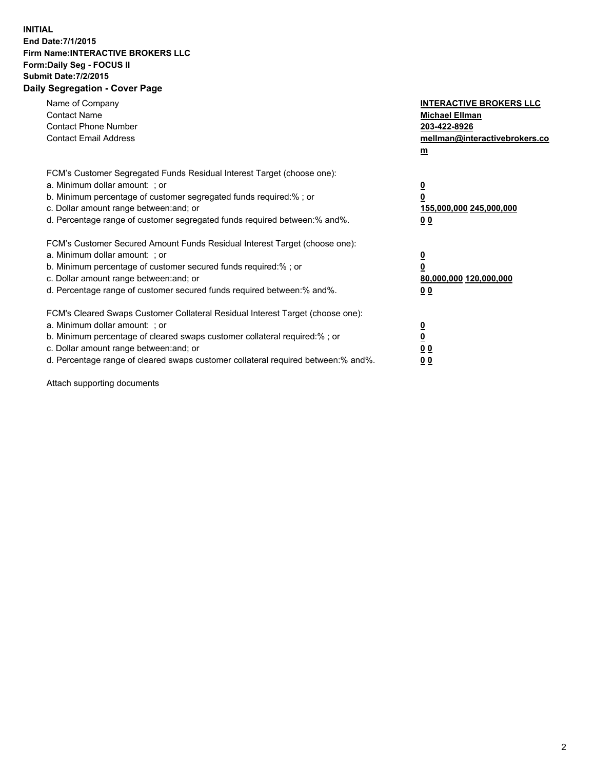**INITIAL**
**End Date:7/1/2015**
**Firm Name:INTERACTIVE BROKERS LLC**
**Form:Daily Seg - FOCUS II**
**Submit Date:7/2/2015**
**Daily Segregation - Cover Page**

| | |
|---|---|
| Name of Company | **INTERACTIVE BROKERS LLC** |
| Contact Name | **Michael Ellman** |
| Contact Phone Number | **203-422-8926** |
| Contact Email Address | **mellman@interactivebrokers.com** |

FCM's Customer Segregated Funds Residual Interest Target (choose one):

| | |
|---|---|
| a. Minimum dollar amount: ; or | **0** |
| b. Minimum percentage of customer segregated funds required:% ; or | **0** |
| c. Dollar amount range between:and; or | **155,000,000 245,000,000** |
| d. Percentage range of customer segregated funds required between:% and%. | **0 0** |

FCM's Customer Secured Amount Funds Residual Interest Target (choose one):

| | |
|---|---|
| a. Minimum dollar amount: ; or | **0** |
| b. Minimum percentage of customer secured funds required:% ; or | **0** |
| c. Dollar amount range between:and; or | **80,000,000 120,000,000** |
| d. Percentage range of customer secured funds required between:% and%. | **0 0** |

FCM's Cleared Swaps Customer Collateral Residual Interest Target (choose one):

| | |
|---|---|
| a. Minimum dollar amount: ; or | **0** |
| b. Minimum percentage of cleared swaps customer collateral required:% ; or | **0** |
| c. Dollar amount range between:and; or | **0 0** |
| d. Percentage range of cleared swaps customer collateral required between:% and%. | **0 0** |

Attach supporting documents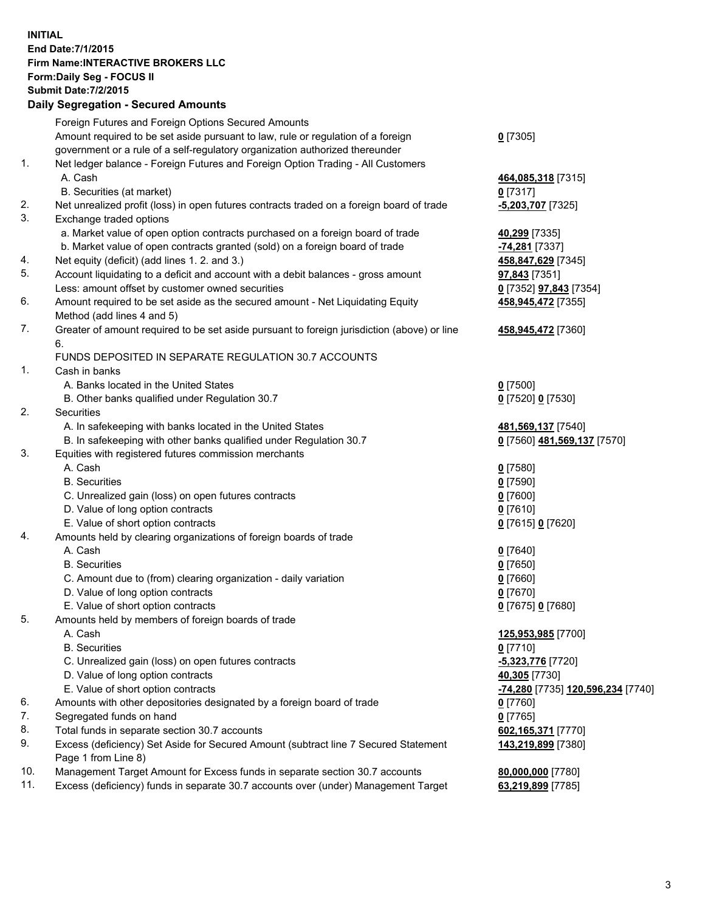**INITIAL**
**End Date:7/1/2015**
**Firm Name:INTERACTIVE BROKERS LLC**
**Form:Daily Seg - FOCUS II**
**Submit Date:7/2/2015**

## Daily Segregation - Secured Amounts

| | | |
|---|---|---|
| | Foreign Futures and Foreign Options Secured Amounts | |
| | Amount required to be set aside pursuant to law, rule or regulation of a foreign government or a rule of a self-regulatory organization authorized thereunder | **0** [7305] |
| 1. | Net ledger balance - Foreign Futures and Foreign Option Trading - All Customers | |
| | A. Cash | **464,085,318** [7315] |
| | B. Securities (at market) | **0** [7317] |
| 2. | Net unrealized profit (loss) in open futures contracts traded on a foreign board of trade | **-5,203,707** [7325] |
| 3. | Exchange traded options | |
| | a. Market value of open option contracts purchased on a foreign board of trade | **40,299** [7335] |
| | b. Market value of open contracts granted (sold) on a foreign board of trade | **-74,281** [7337] |
| 4. | Net equity (deficit) (add lines 1. 2. and 3.) | **458,847,629** [7345] |
| 5. | Account liquidating to a deficit and account with a debit balances - gross amount | **97,843** [7351] |
| | Less: amount offset by customer owned securities | **0** [7352] **97,843** [7354] |
| 6. | Amount required to be set aside as the secured amount - Net Liquidating Equity Method (add lines 4 and 5) | **458,945,472** [7355] |
| 7. | Greater of amount required to be set aside pursuant to foreign jurisdiction (above) or line 6. | **458,945,472** [7360] |
| | FUNDS DEPOSITED IN SEPARATE REGULATION 30.7 ACCOUNTS | |
| 1. | Cash in banks | |
| | A. Banks located in the United States | **0** [7500] |
| | B. Other banks qualified under Regulation 30.7 | **0** [7520] **0** [7530] |
| 2. | Securities | |
| | A. In safekeeping with banks located in the United States | **481,569,137** [7540] |
| | B. In safekeeping with other banks qualified under Regulation 30.7 | **0** [7560] **481,569,137** [7570] |
| 3. | Equities with registered futures commission merchants | |
| | A. Cash | **0** [7580] |
| | B. Securities | **0** [7590] |
| | C. Unrealized gain (loss) on open futures contracts | **0** [7600] |
| | D. Value of long option contracts | **0** [7610] |
| | E. Value of short option contracts | **0** [7615] **0** [7620] |
| 4. | Amounts held by clearing organizations of foreign boards of trade | |
| | A. Cash | **0** [7640] |
| | B. Securities | **0** [7650] |
| | C. Amount due to (from) clearing organization - daily variation | **0** [7660] |
| | D. Value of long option contracts | **0** [7670] |
| | E. Value of short option contracts | **0** [7675] **0** [7680] |
| 5. | Amounts held by members of foreign boards of trade | |
| | A. Cash | **125,953,985** [7700] |
| | B. Securities | **0** [7710] |
| | C. Unrealized gain (loss) on open futures contracts | **-5,323,776** [7720] |
| | D. Value of long option contracts | **40,305** [7730] |
| | E. Value of short option contracts | **-74,280** [7735] **120,596,234** [7740] |
| 6. | Amounts with other depositories designated by a foreign board of trade | **0** [7760] |
| 7. | Segregated funds on hand | **0** [7765] |
| 8. | Total funds in separate section 30.7 accounts | **602,165,371** [7770] |
| 9. | Excess (deficiency) Set Aside for Secured Amount (subtract line 7 Secured Statement Page 1 from Line 8) | **143,219,899** [7380] |
| 10. | Management Target Amount for Excess funds in separate section 30.7 accounts | **80,000,000** [7780] |
| 11. | Excess (deficiency) funds in separate 30.7 accounts over (under) Management Target | **63,219,899** [7785] |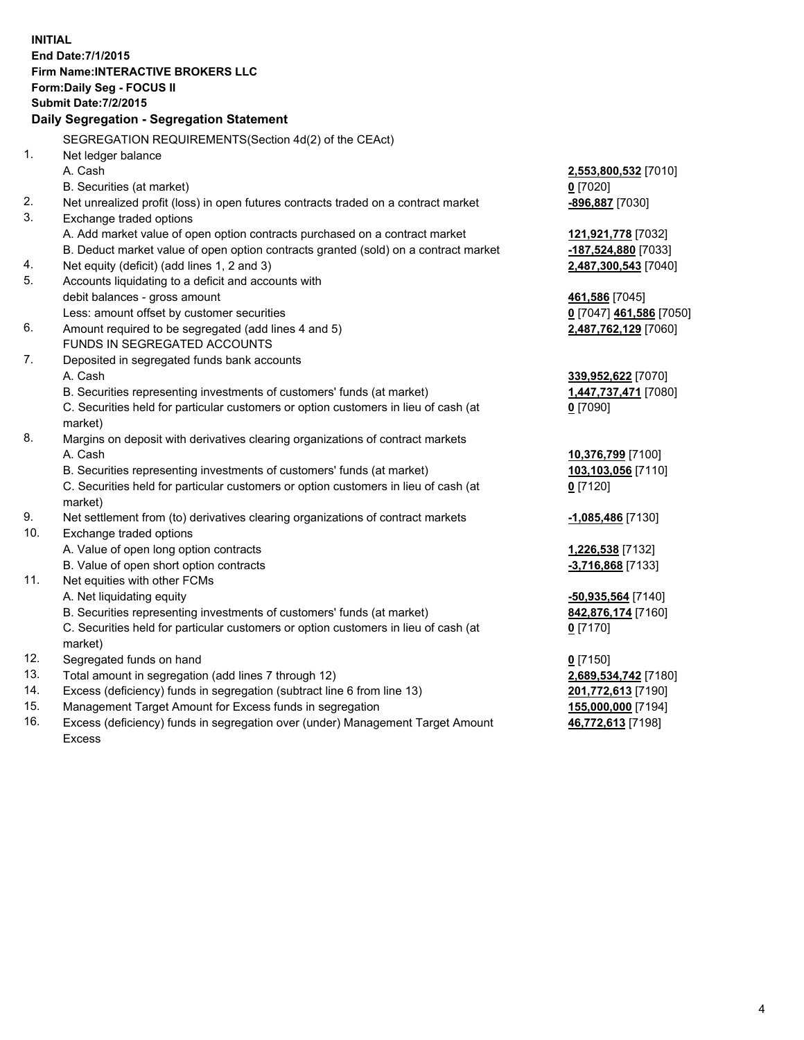**INITIAL**
**End Date:7/1/2015**
**Firm Name:INTERACTIVE BROKERS LLC**
**Form:Daily Seg - FOCUS II**
**Submit Date:7/2/2015**

## Daily Segregation - Segregation Statement

SEGREGATION REQUIREMENTS(Section 4d(2) of the CEAct)

| | | |
|---|---|---|
| 1. | Net ledger balance | |
| | A. Cash | **2,553,800,532** [7010] |
| | B. Securities (at market) | **0** [7020] |
| 2. | Net unrealized profit (loss) in open futures contracts traded on a contract market | **-896,887** [7030] |
| 3. | Exchange traded options | |
| | A. Add market value of open option contracts purchased on a contract market | **121,921,778** [7032] |
| | B. Deduct market value of open option contracts granted (sold) on a contract market | **-187,524,880** [7033] |
| 4. | Net equity (deficit) (add lines 1, 2 and 3) | **2,487,300,543** [7040] |
| 5. | Accounts liquidating to a deficit and accounts with debit balances - gross amount | **461,586** [7045] |
| | Less: amount offset by customer securities | **0** [7047] **461,586** [7050] |
| 6. | Amount required to be segregated (add lines 4 and 5) | **2,487,762,129** [7060] |
| | FUNDS IN SEGREGATED ACCOUNTS | |
| 7. | Deposited in segregated funds bank accounts | |
| | A. Cash | **339,952,622** [7070] |
| | B. Securities representing investments of customers' funds (at market) | **1,447,737,471** [7080] |
| | C. Securities held for particular customers or option customers in lieu of cash (at market) | **0** [7090] |
| 8. | Margins on deposit with derivatives clearing organizations of contract markets | |
| | A. Cash | **10,376,799** [7100] |
| | B. Securities representing investments of customers' funds (at market) | **103,103,056** [7110] |
| | C. Securities held for particular customers or option customers in lieu of cash (at market) | **0** [7120] |
| 9. | Net settlement from (to) derivatives clearing organizations of contract markets | **-1,085,486** [7130] |
| 10. | Exchange traded options | |
| | A. Value of open long option contracts | **1,226,538** [7132] |
| | B. Value of open short option contracts | **-3,716,868** [7133] |
| 11. | Net equities with other FCMs | |
| | A. Net liquidating equity | **-50,935,564** [7140] |
| | B. Securities representing investments of customers' funds (at market) | **842,876,174** [7160] |
| | C. Securities held for particular customers or option customers in lieu of cash (at market) | **0** [7170] |
| 12. | Segregated funds on hand | **0** [7150] |
| 13. | Total amount in segregation (add lines 7 through 12) | **2,689,534,742** [7180] |
| 14. | Excess (deficiency) funds in segregation (subtract line 6 from line 13) | **201,772,613** [7190] |
| 15. | Management Target Amount for Excess funds in segregation | **155,000,000** [7194] |
| 16. | Excess (deficiency) funds in segregation over (under) Management Target Amount Excess | **46,772,613** [7198] |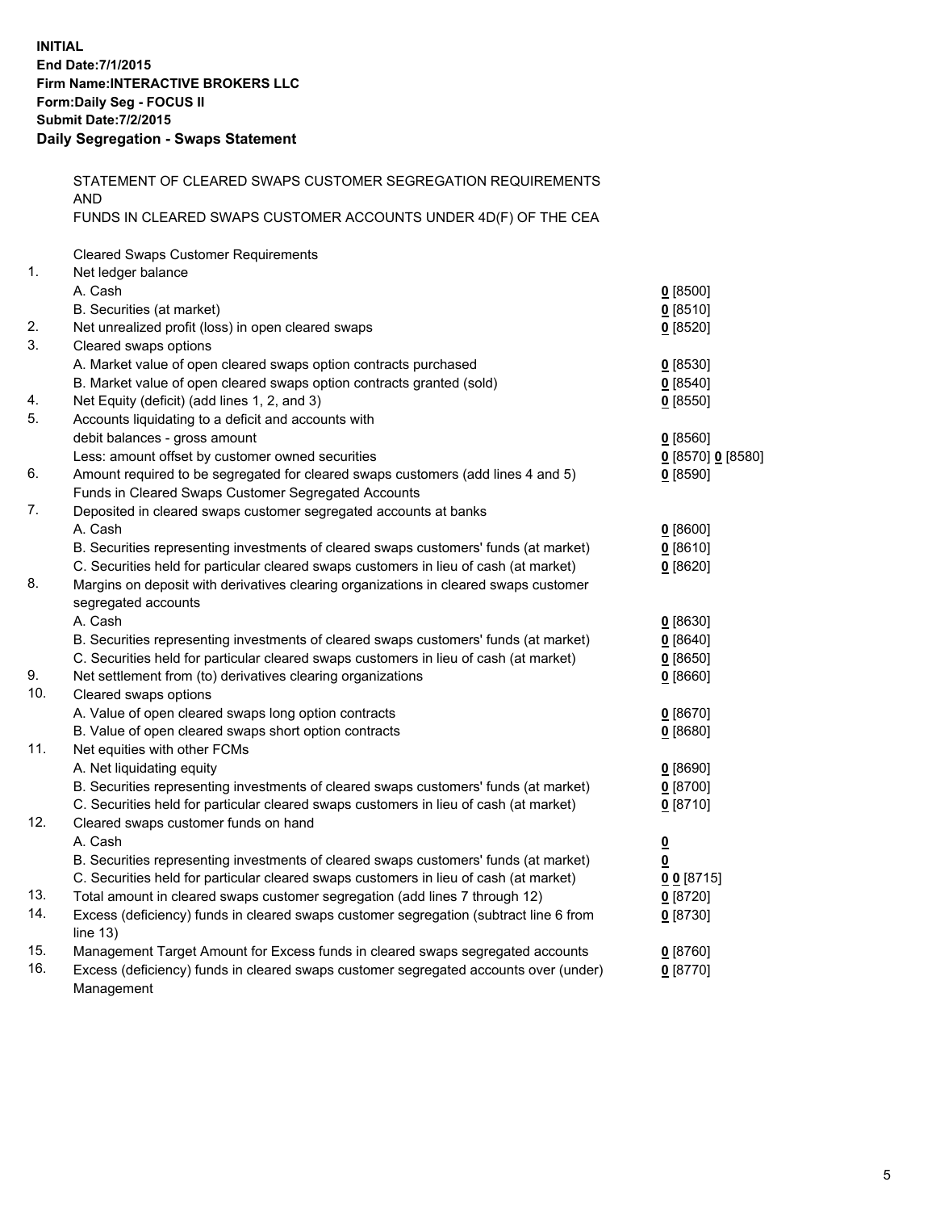**INITIAL**
**End Date:7/1/2015**
**Firm Name:INTERACTIVE BROKERS LLC**
**Form:Daily Seg - FOCUS II**
**Submit Date:7/2/2015**
**Daily Segregation - Swaps Statement**

STATEMENT OF CLEARED SWAPS CUSTOMER SEGREGATION REQUIREMENTS
AND
FUNDS IN CLEARED SWAPS CUSTOMER ACCOUNTS UNDER 4D(F) OF THE CEA

| | | |
|---|---|---|
| | Cleared Swaps Customer Requirements | |
| 1. | Net ledger balance | |
| | A. Cash | 0 [8500] |
| | B. Securities (at market) | 0 [8510] |
| 2. | Net unrealized profit (loss) in open cleared swaps | 0 [8520] |
| 3. | Cleared swaps options | |
| | A. Market value of open cleared swaps option contracts purchased | 0 [8530] |
| | B. Market value of open cleared swaps option contracts granted (sold) | 0 [8540] |
| 4. | Net Equity (deficit) (add lines 1, 2, and 3) | 0 [8550] |
| 5. | Accounts liquidating to a deficit and accounts with | |
| | debit balances - gross amount | 0 [8560] |
| | Less: amount offset by customer owned securities | 0 [8570] 0 [8580] |
| 6. | Amount required to be segregated for cleared swaps customers (add lines 4 and 5) | 0 [8590] |
| | Funds in Cleared Swaps Customer Segregated Accounts | |
| 7. | Deposited in cleared swaps customer segregated accounts at banks | |
| | A. Cash | 0 [8600] |
| | B. Securities representing investments of cleared swaps customers' funds (at market) | 0 [8610] |
| | C. Securities held for particular cleared swaps customers in lieu of cash (at market) | 0 [8620] |
| 8. | Margins on deposit with derivatives clearing organizations in cleared swaps customer segregated accounts | |
| | A. Cash | 0 [8630] |
| | B. Securities representing investments of cleared swaps customers' funds (at market) | 0 [8640] |
| | C. Securities held for particular cleared swaps customers in lieu of cash (at market) | 0 [8650] |
| 9. | Net settlement from (to) derivatives clearing organizations | 0 [8660] |
| 10. | Cleared swaps options | |
| | A. Value of open cleared swaps long option contracts | 0 [8670] |
| | B. Value of open cleared swaps short option contracts | 0 [8680] |
| 11. | Net equities with other FCMs | |
| | A. Net liquidating equity | 0 [8690] |
| | B. Securities representing investments of cleared swaps customers' funds (at market) | 0 [8700] |
| | C. Securities held for particular cleared swaps customers in lieu of cash (at market) | 0 [8710] |
| 12. | Cleared swaps customer funds on hand | |
| | A. Cash | 0 |
| | B. Securities representing investments of cleared swaps customers' funds (at market) | 0 |
| | C. Securities held for particular cleared swaps customers in lieu of cash (at market) | 0 0 [8715] |
| 13. | Total amount in cleared swaps customer segregation (add lines 7 through 12) | 0 [8720] |
| 14. | Excess (deficiency) funds in cleared swaps customer segregation (subtract line 6 from line 13) | 0 [8730] |
| 15. | Management Target Amount for Excess funds in cleared swaps segregated accounts | 0 [8760] |
| 16. | Excess (deficiency) funds in cleared swaps customer segregated accounts over (under) Management | 0 [8770] |